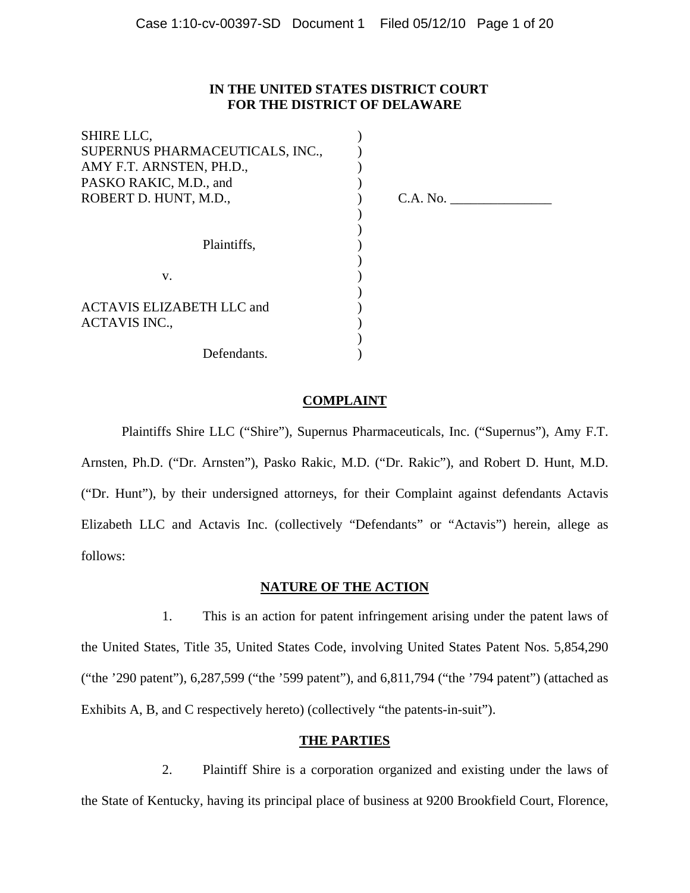**IN THE UNITED STATES DISTRICT COURT**
**FOR THE DISTRICT OF DELAWARE**

| | | |
|---|---|---|
| SHIRE LLC, SUPERNUS PHARMACEUTICALS, INC., AMY F.T. ARNSTEN, PH.D., PASKO RAKIC, M.D., and ROBERT D. HUNT, M.D., | ) | C.A. No. _______________ |
| Plaintiffs, | ) | |
| v. | ) | |
| ACTAVIS ELIZABETH LLC and ACTAVIS INC., | ) | |
| Defendants. | ) | |

## COMPLAINT

Plaintiffs Shire LLC ("Shire"), Supernus Pharmaceuticals, Inc. ("Supernus"), Amy F.T. Arnsten, Ph.D. ("Dr. Arnsten"), Pasko Rakic, M.D. ("Dr. Rakic"), and Robert D. Hunt, M.D. ("Dr. Hunt"), by their undersigned attorneys, for their Complaint against defendants Actavis Elizabeth LLC and Actavis Inc. (collectively "Defendants" or "Actavis") herein, allege as follows:

## NATURE OF THE ACTION

1. This is an action for patent infringement arising under the patent laws of the United States, Title 35, United States Code, involving United States Patent Nos. 5,854,290 ("the '290 patent"), 6,287,599 ("the '599 patent"), and 6,811,794 ("the '794 patent") (attached as Exhibits A, B, and C respectively hereto) (collectively "the patents-in-suit").

## THE PARTIES

2. Plaintiff Shire is a corporation organized and existing under the laws of the State of Kentucky, having its principal place of business at 9200 Brookfield Court, Florence,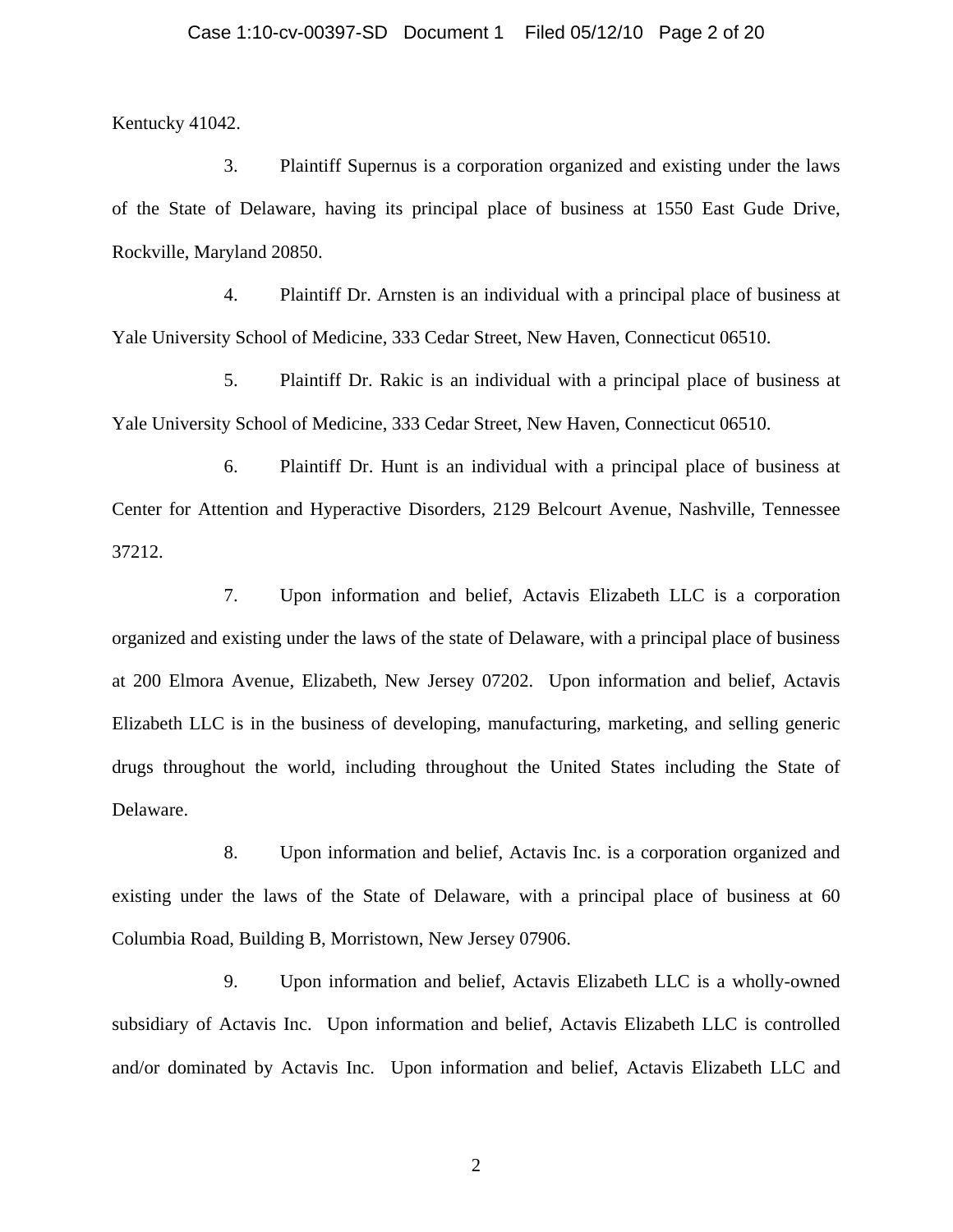Kentucky 41042.

3. Plaintiff Supernus is a corporation organized and existing under the laws of the State of Delaware, having its principal place of business at 1550 East Gude Drive, Rockville, Maryland 20850.

4. Plaintiff Dr. Arnsten is an individual with a principal place of business at Yale University School of Medicine, 333 Cedar Street, New Haven, Connecticut 06510.

5. Plaintiff Dr. Rakic is an individual with a principal place of business at Yale University School of Medicine, 333 Cedar Street, New Haven, Connecticut 06510.

6. Plaintiff Dr. Hunt is an individual with a principal place of business at Center for Attention and Hyperactive Disorders, 2129 Belcourt Avenue, Nashville, Tennessee 37212.

7. Upon information and belief, Actavis Elizabeth LLC is a corporation organized and existing under the laws of the state of Delaware, with a principal place of business at 200 Elmora Avenue, Elizabeth, New Jersey 07202. Upon information and belief, Actavis Elizabeth LLC is in the business of developing, manufacturing, marketing, and selling generic drugs throughout the world, including throughout the United States including the State of Delaware.

8. Upon information and belief, Actavis Inc. is a corporation organized and existing under the laws of the State of Delaware, with a principal place of business at 60 Columbia Road, Building B, Morristown, New Jersey 07906.

9. Upon information and belief, Actavis Elizabeth LLC is a wholly-owned subsidiary of Actavis Inc. Upon information and belief, Actavis Elizabeth LLC is controlled and/or dominated by Actavis Inc. Upon information and belief, Actavis Elizabeth LLC and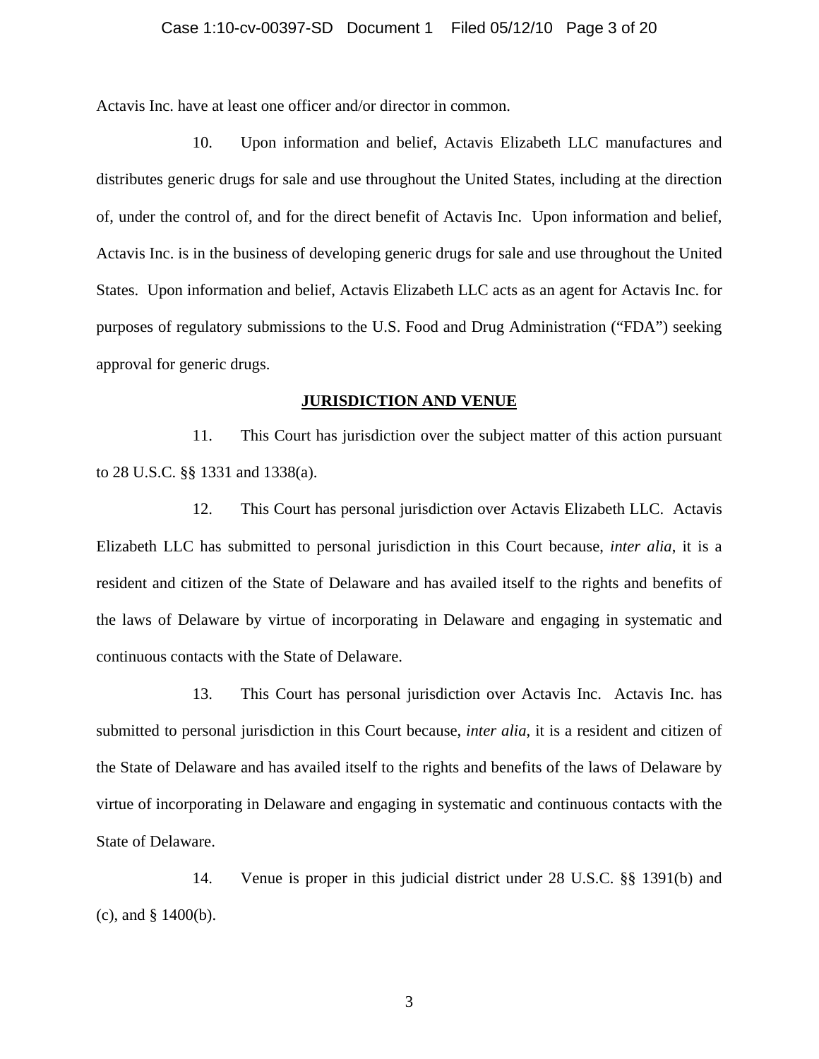Actavis Inc. have at least one officer and/or director in common.

10. Upon information and belief, Actavis Elizabeth LLC manufactures and distributes generic drugs for sale and use throughout the United States, including at the direction of, under the control of, and for the direct benefit of Actavis Inc. Upon information and belief, Actavis Inc. is in the business of developing generic drugs for sale and use throughout the United States. Upon information and belief, Actavis Elizabeth LLC acts as an agent for Actavis Inc. for purposes of regulatory submissions to the U.S. Food and Drug Administration ("FDA") seeking approval for generic drugs.

## JURISDICTION AND VENUE

11. This Court has jurisdiction over the subject matter of this action pursuant to 28 U.S.C. §§ 1331 and 1338(a).

12. This Court has personal jurisdiction over Actavis Elizabeth LLC. Actavis Elizabeth LLC has submitted to personal jurisdiction in this Court because, *inter alia*, it is a resident and citizen of the State of Delaware and has availed itself to the rights and benefits of the laws of Delaware by virtue of incorporating in Delaware and engaging in systematic and continuous contacts with the State of Delaware.

13. This Court has personal jurisdiction over Actavis Inc. Actavis Inc. has submitted to personal jurisdiction in this Court because, *inter alia*, it is a resident and citizen of the State of Delaware and has availed itself to the rights and benefits of the laws of Delaware by virtue of incorporating in Delaware and engaging in systematic and continuous contacts with the State of Delaware.

14. Venue is proper in this judicial district under 28 U.S.C. §§ 1391(b) and (c), and § 1400(b).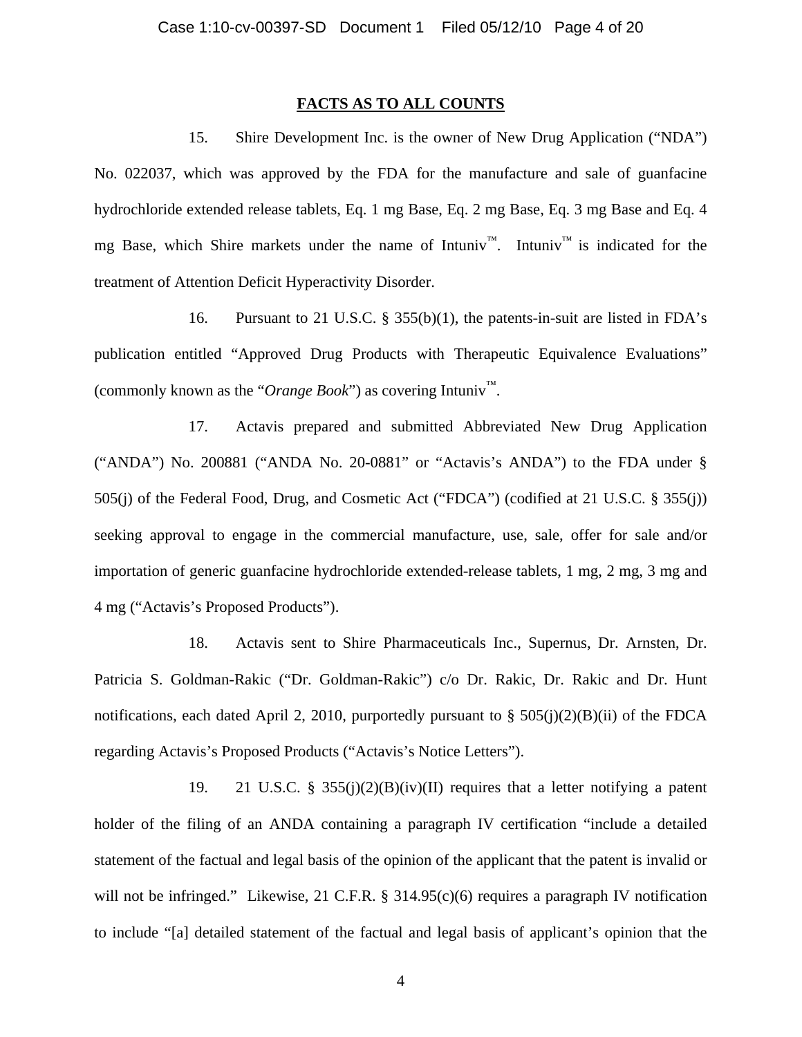## FACTS AS TO ALL COUNTS

15. Shire Development Inc. is the owner of New Drug Application ("NDA") No. 022037, which was approved by the FDA for the manufacture and sale of guanfacine hydrochloride extended release tablets, Eq. 1 mg Base, Eq. 2 mg Base, Eq. 3 mg Base and Eq. 4 mg Base, which Shire markets under the name of Intuniv™. Intuniv™ is indicated for the treatment of Attention Deficit Hyperactivity Disorder.

16. Pursuant to 21 U.S.C. § 355(b)(1), the patents-in-suit are listed in FDA's publication entitled "Approved Drug Products with Therapeutic Equivalence Evaluations" (commonly known as the "*Orange Book*") as covering Intuniv™.

17. Actavis prepared and submitted Abbreviated New Drug Application ("ANDA") No. 200881 ("ANDA No. 20-0881" or "Actavis's ANDA") to the FDA under § 505(j) of the Federal Food, Drug, and Cosmetic Act ("FDCA") (codified at 21 U.S.C. § 355(j)) seeking approval to engage in the commercial manufacture, use, sale, offer for sale and/or importation of generic guanfacine hydrochloride extended-release tablets, 1 mg, 2 mg, 3 mg and 4 mg ("Actavis's Proposed Products").

18. Actavis sent to Shire Pharmaceuticals Inc., Supernus, Dr. Arnsten, Dr. Patricia S. Goldman-Rakic ("Dr. Goldman-Rakic") c/o Dr. Rakic, Dr. Rakic and Dr. Hunt notifications, each dated April 2, 2010, purportedly pursuant to § 505(j)(2)(B)(ii) of the FDCA regarding Actavis's Proposed Products ("Actavis's Notice Letters").

19. 21 U.S.C. § 355(j)(2)(B)(iv)(II) requires that a letter notifying a patent holder of the filing of an ANDA containing a paragraph IV certification "include a detailed statement of the factual and legal basis of the opinion of the applicant that the patent is invalid or will not be infringed." Likewise, 21 C.F.R. § 314.95(c)(6) requires a paragraph IV notification to include "[a] detailed statement of the factual and legal basis of applicant's opinion that the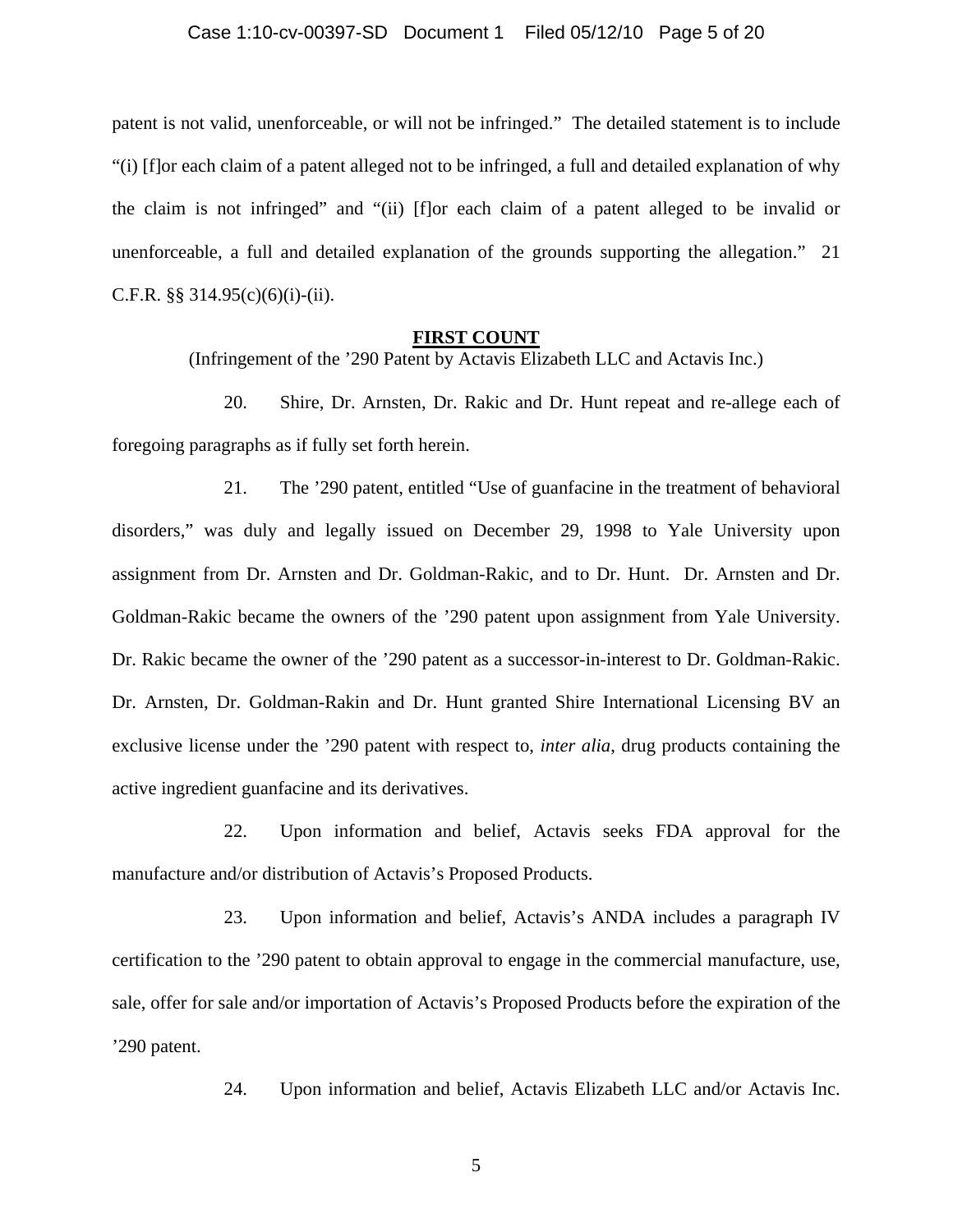patent is not valid, unenforceable, or will not be infringed." The detailed statement is to include "(i) [f]or each claim of a patent alleged not to be infringed, a full and detailed explanation of why the claim is not infringed" and "(ii) [f]or each claim of a patent alleged to be invalid or unenforceable, a full and detailed explanation of the grounds supporting the allegation." 21 C.F.R. §§ 314.95(c)(6)(i)-(ii).

**FIRST COUNT**

(Infringement of the '290 Patent by Actavis Elizabeth LLC and Actavis Inc.)

20. Shire, Dr. Arnsten, Dr. Rakic and Dr. Hunt repeat and re-allege each of foregoing paragraphs as if fully set forth herein.

21. The '290 patent, entitled "Use of guanfacine in the treatment of behavioral disorders," was duly and legally issued on December 29, 1998 to Yale University upon assignment from Dr. Arnsten and Dr. Goldman-Rakic, and to Dr. Hunt. Dr. Arnsten and Dr. Goldman-Rakic became the owners of the '290 patent upon assignment from Yale University. Dr. Rakic became the owner of the '290 patent as a successor-in-interest to Dr. Goldman-Rakic. Dr. Arnsten, Dr. Goldman-Rakin and Dr. Hunt granted Shire International Licensing BV an exclusive license under the '290 patent with respect to, *inter alia*, drug products containing the active ingredient guanfacine and its derivatives.

22. Upon information and belief, Actavis seeks FDA approval for the manufacture and/or distribution of Actavis's Proposed Products.

23. Upon information and belief, Actavis's ANDA includes a paragraph IV certification to the '290 patent to obtain approval to engage in the commercial manufacture, use, sale, offer for sale and/or importation of Actavis's Proposed Products before the expiration of the '290 patent.

24. Upon information and belief, Actavis Elizabeth LLC and/or Actavis Inc.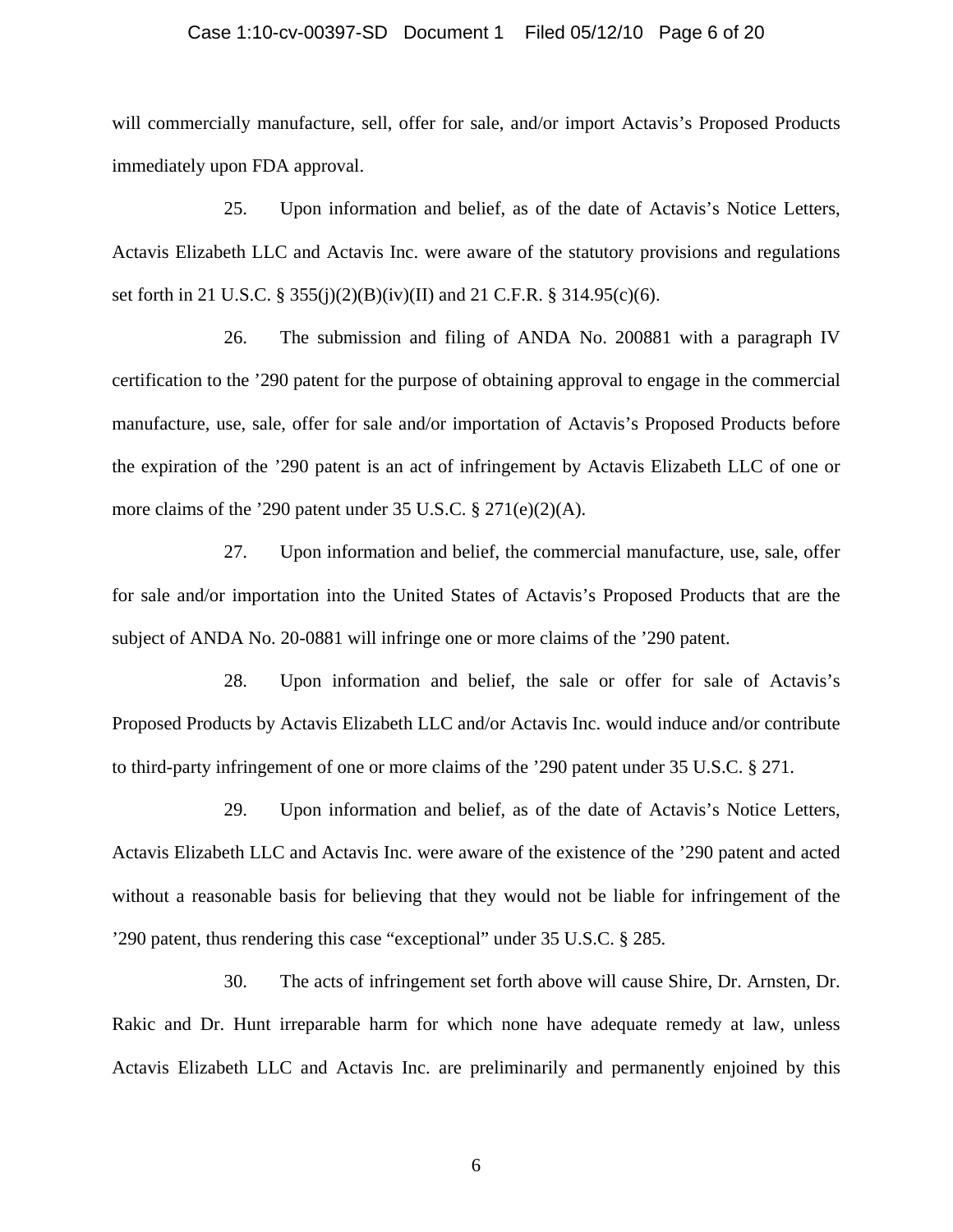will commercially manufacture, sell, offer for sale, and/or import Actavis's Proposed Products immediately upon FDA approval.

25. Upon information and belief, as of the date of Actavis's Notice Letters, Actavis Elizabeth LLC and Actavis Inc. were aware of the statutory provisions and regulations set forth in 21 U.S.C. § 355(j)(2)(B)(iv)(II) and 21 C.F.R. § 314.95(c)(6).

26. The submission and filing of ANDA No. 200881 with a paragraph IV certification to the '290 patent for the purpose of obtaining approval to engage in the commercial manufacture, use, sale, offer for sale and/or importation of Actavis's Proposed Products before the expiration of the '290 patent is an act of infringement by Actavis Elizabeth LLC of one or more claims of the '290 patent under 35 U.S.C. § 271(e)(2)(A).

27. Upon information and belief, the commercial manufacture, use, sale, offer for sale and/or importation into the United States of Actavis's Proposed Products that are the subject of ANDA No. 20-0881 will infringe one or more claims of the '290 patent.

28. Upon information and belief, the sale or offer for sale of Actavis's Proposed Products by Actavis Elizabeth LLC and/or Actavis Inc. would induce and/or contribute to third-party infringement of one or more claims of the '290 patent under 35 U.S.C. § 271.

29. Upon information and belief, as of the date of Actavis's Notice Letters, Actavis Elizabeth LLC and Actavis Inc. were aware of the existence of the '290 patent and acted without a reasonable basis for believing that they would not be liable for infringement of the '290 patent, thus rendering this case "exceptional" under 35 U.S.C. § 285.

30. The acts of infringement set forth above will cause Shire, Dr. Arnsten, Dr. Rakic and Dr. Hunt irreparable harm for which none have adequate remedy at law, unless Actavis Elizabeth LLC and Actavis Inc. are preliminarily and permanently enjoined by this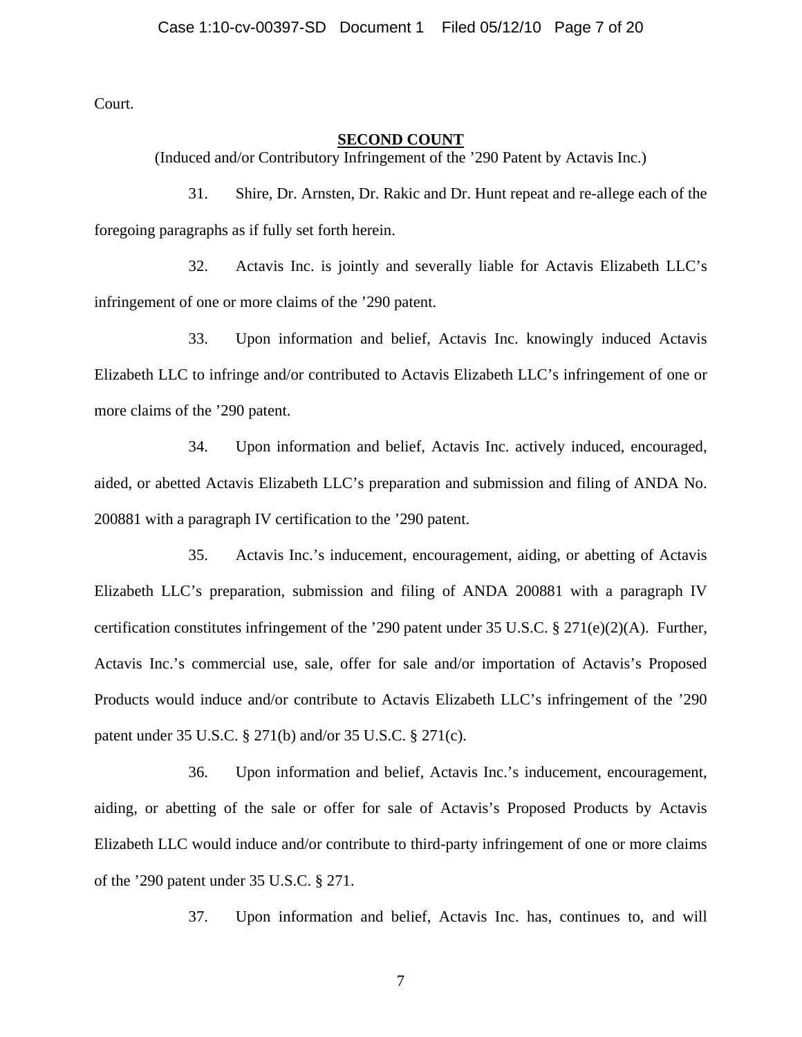Court.

**SECOND COUNT**

(Induced and/or Contributory Infringement of the ’290 Patent by Actavis Inc.)

31. Shire, Dr. Arnsten, Dr. Rakic and Dr. Hunt repeat and re-allege each of the foregoing paragraphs as if fully set forth herein.

32. Actavis Inc. is jointly and severally liable for Actavis Elizabeth LLC’s infringement of one or more claims of the ’290 patent.

33. Upon information and belief, Actavis Inc. knowingly induced Actavis Elizabeth LLC to infringe and/or contributed to Actavis Elizabeth LLC’s infringement of one or more claims of the ’290 patent.

34. Upon information and belief, Actavis Inc. actively induced, encouraged, aided, or abetted Actavis Elizabeth LLC’s preparation and submission and filing of ANDA No. 200881 with a paragraph IV certification to the ’290 patent.

35. Actavis Inc.’s inducement, encouragement, aiding, or abetting of Actavis Elizabeth LLC’s preparation, submission and filing of ANDA 200881 with a paragraph IV certification constitutes infringement of the ’290 patent under 35 U.S.C. § 271(e)(2)(A). Further, Actavis Inc.’s commercial use, sale, offer for sale and/or importation of Actavis’s Proposed Products would induce and/or contribute to Actavis Elizabeth LLC’s infringement of the ’290 patent under 35 U.S.C. § 271(b) and/or 35 U.S.C. § 271(c).

36. Upon information and belief, Actavis Inc.’s inducement, encouragement, aiding, or abetting of the sale or offer for sale of Actavis’s Proposed Products by Actavis Elizabeth LLC would induce and/or contribute to third-party infringement of one or more claims of the ’290 patent under 35 U.S.C. § 271.

37. Upon information and belief, Actavis Inc. has, continues to, and will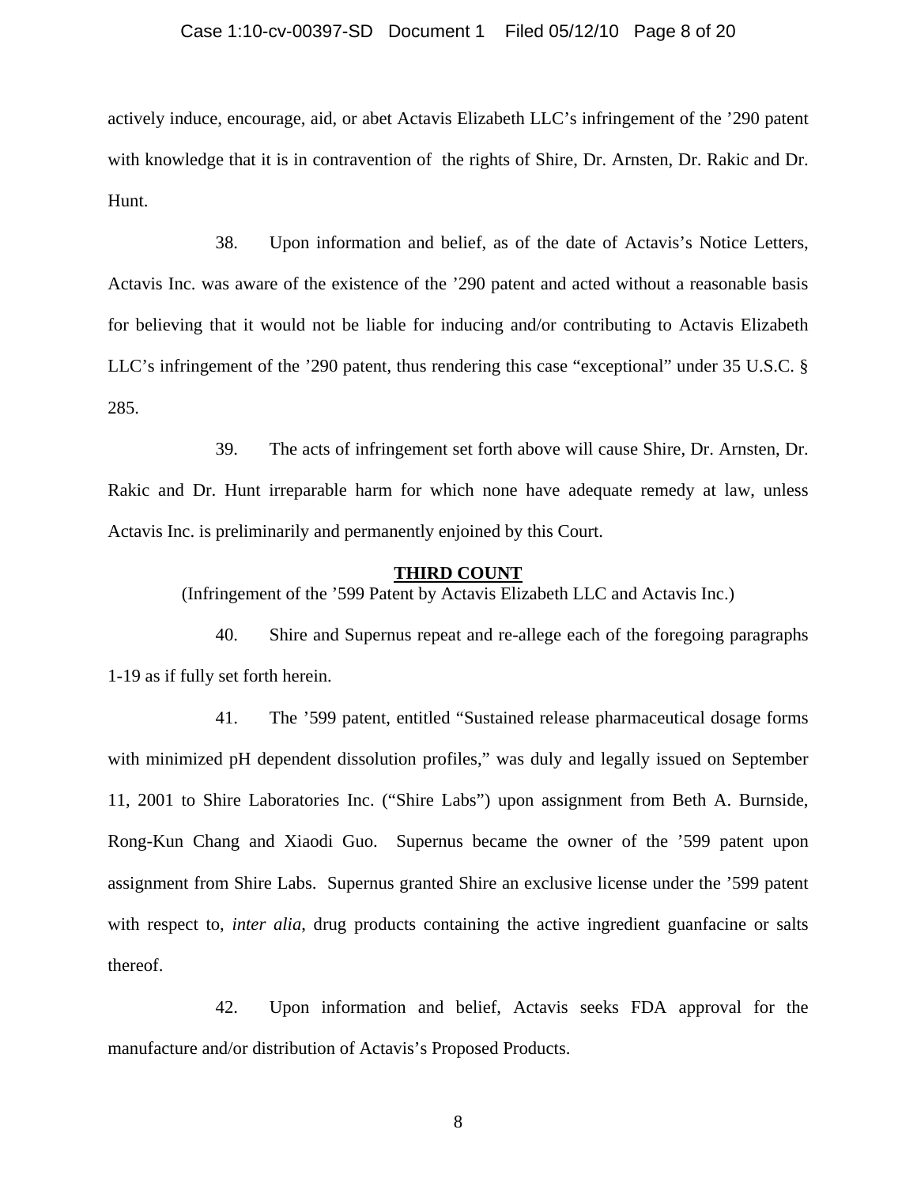actively induce, encourage, aid, or abet Actavis Elizabeth LLC's infringement of the '290 patent with knowledge that it is in contravention of the rights of Shire, Dr. Arnsten, Dr. Rakic and Dr. Hunt.

38. Upon information and belief, as of the date of Actavis's Notice Letters, Actavis Inc. was aware of the existence of the '290 patent and acted without a reasonable basis for believing that it would not be liable for inducing and/or contributing to Actavis Elizabeth LLC's infringement of the '290 patent, thus rendering this case "exceptional" under 35 U.S.C. § 285.

39. The acts of infringement set forth above will cause Shire, Dr. Arnsten, Dr. Rakic and Dr. Hunt irreparable harm for which none have adequate remedy at law, unless Actavis Inc. is preliminarily and permanently enjoined by this Court.

## THIRD COUNT

(Infringement of the '599 Patent by Actavis Elizabeth LLC and Actavis Inc.)

40. Shire and Supernus repeat and re-allege each of the foregoing paragraphs 1-19 as if fully set forth herein.

41. The '599 patent, entitled "Sustained release pharmaceutical dosage forms with minimized pH dependent dissolution profiles," was duly and legally issued on September 11, 2001 to Shire Laboratories Inc. ("Shire Labs") upon assignment from Beth A. Burnside, Rong-Kun Chang and Xiaodi Guo. Supernus became the owner of the '599 patent upon assignment from Shire Labs. Supernus granted Shire an exclusive license under the '599 patent with respect to, *inter alia*, drug products containing the active ingredient guanfacine or salts thereof.

42. Upon information and belief, Actavis seeks FDA approval for the manufacture and/or distribution of Actavis's Proposed Products.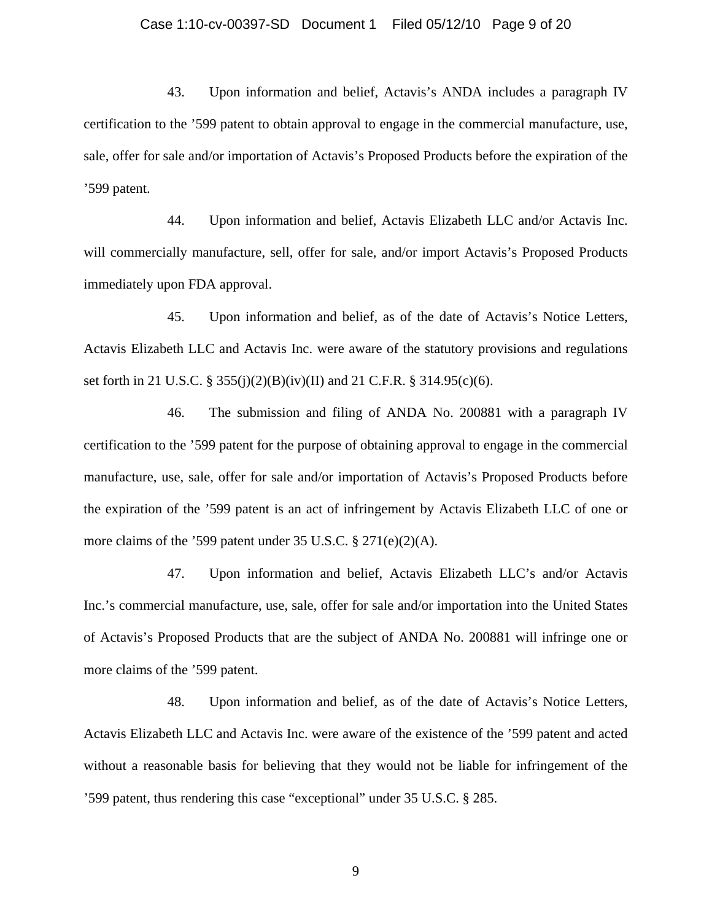43. Upon information and belief, Actavis's ANDA includes a paragraph IV certification to the '599 patent to obtain approval to engage in the commercial manufacture, use, sale, offer for sale and/or importation of Actavis's Proposed Products before the expiration of the '599 patent.

44. Upon information and belief, Actavis Elizabeth LLC and/or Actavis Inc. will commercially manufacture, sell, offer for sale, and/or import Actavis's Proposed Products immediately upon FDA approval.

45. Upon information and belief, as of the date of Actavis's Notice Letters, Actavis Elizabeth LLC and Actavis Inc. were aware of the statutory provisions and regulations set forth in 21 U.S.C. § 355(j)(2)(B)(iv)(II) and 21 C.F.R. § 314.95(c)(6).

46. The submission and filing of ANDA No. 200881 with a paragraph IV certification to the '599 patent for the purpose of obtaining approval to engage in the commercial manufacture, use, sale, offer for sale and/or importation of Actavis's Proposed Products before the expiration of the '599 patent is an act of infringement by Actavis Elizabeth LLC of one or more claims of the '599 patent under 35 U.S.C. § 271(e)(2)(A).

47. Upon information and belief, Actavis Elizabeth LLC's and/or Actavis Inc.'s commercial manufacture, use, sale, offer for sale and/or importation into the United States of Actavis's Proposed Products that are the subject of ANDA No. 200881 will infringe one or more claims of the '599 patent.

48. Upon information and belief, as of the date of Actavis's Notice Letters, Actavis Elizabeth LLC and Actavis Inc. were aware of the existence of the '599 patent and acted without a reasonable basis for believing that they would not be liable for infringement of the '599 patent, thus rendering this case "exceptional" under 35 U.S.C. § 285.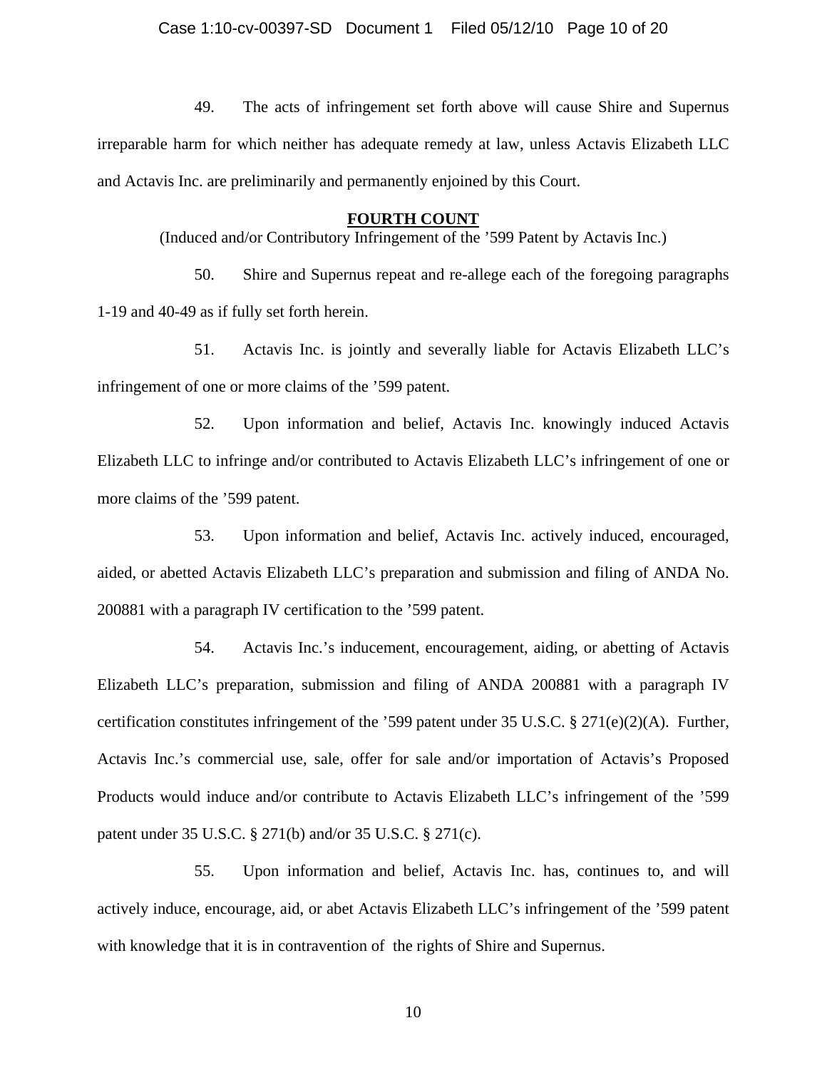49. The acts of infringement set forth above will cause Shire and Supernus irreparable harm for which neither has adequate remedy at law, unless Actavis Elizabeth LLC and Actavis Inc. are preliminarily and permanently enjoined by this Court.

## FOURTH COUNT

(Induced and/or Contributory Infringement of the ’599 Patent by Actavis Inc.)

50. Shire and Supernus repeat and re-allege each of the foregoing paragraphs 1-19 and 40-49 as if fully set forth herein.

51. Actavis Inc. is jointly and severally liable for Actavis Elizabeth LLC’s infringement of one or more claims of the ’599 patent.

52. Upon information and belief, Actavis Inc. knowingly induced Actavis Elizabeth LLC to infringe and/or contributed to Actavis Elizabeth LLC’s infringement of one or more claims of the ’599 patent.

53. Upon information and belief, Actavis Inc. actively induced, encouraged, aided, or abetted Actavis Elizabeth LLC’s preparation and submission and filing of ANDA No. 200881 with a paragraph IV certification to the ’599 patent.

54. Actavis Inc.’s inducement, encouragement, aiding, or abetting of Actavis Elizabeth LLC’s preparation, submission and filing of ANDA 200881 with a paragraph IV certification constitutes infringement of the ’599 patent under 35 U.S.C. § 271(e)(2)(A). Further, Actavis Inc.’s commercial use, sale, offer for sale and/or importation of Actavis’s Proposed Products would induce and/or contribute to Actavis Elizabeth LLC’s infringement of the ’599 patent under 35 U.S.C. § 271(b) and/or 35 U.S.C. § 271(c).

55. Upon information and belief, Actavis Inc. has, continues to, and will actively induce, encourage, aid, or abet Actavis Elizabeth LLC’s infringement of the ’599 patent with knowledge that it is in contravention of the rights of Shire and Supernus.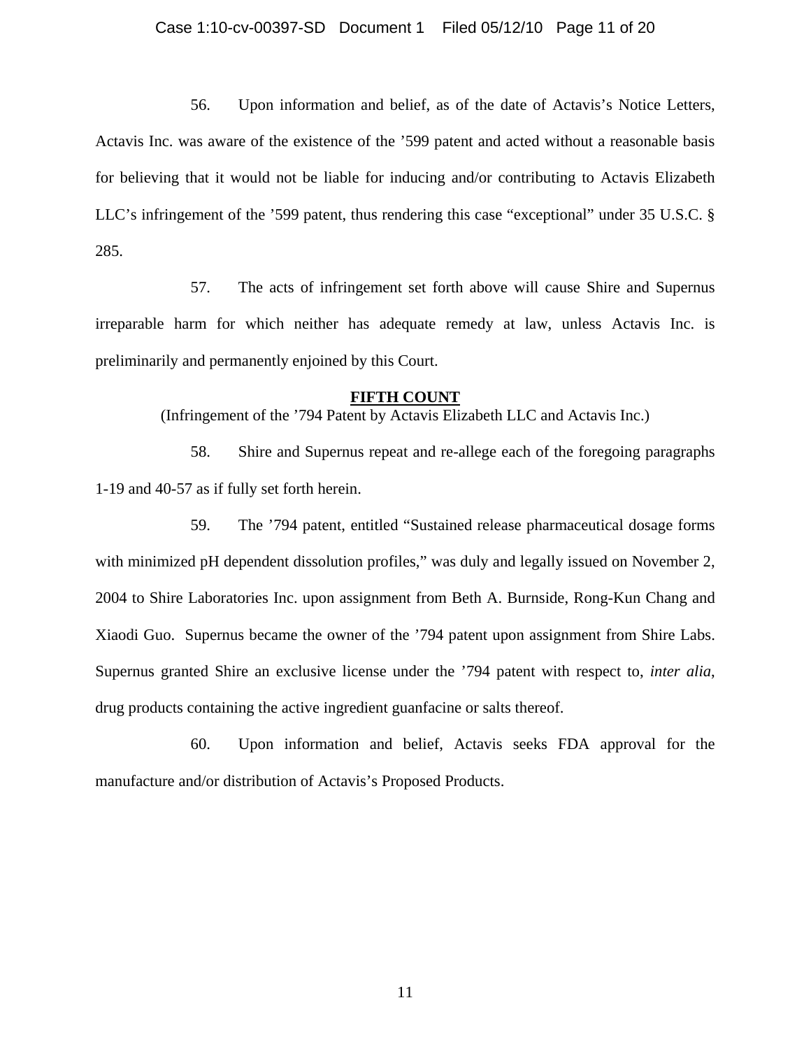56. Upon information and belief, as of the date of Actavis's Notice Letters, Actavis Inc. was aware of the existence of the '599 patent and acted without a reasonable basis for believing that it would not be liable for inducing and/or contributing to Actavis Elizabeth LLC's infringement of the '599 patent, thus rendering this case "exceptional" under 35 U.S.C. § 285.

57. The acts of infringement set forth above will cause Shire and Supernus irreparable harm for which neither has adequate remedy at law, unless Actavis Inc. is preliminarily and permanently enjoined by this Court.

## FIFTH COUNT

(Infringement of the '794 Patent by Actavis Elizabeth LLC and Actavis Inc.)

58. Shire and Supernus repeat and re-allege each of the foregoing paragraphs 1-19 and 40-57 as if fully set forth herein.

59. The '794 patent, entitled "Sustained release pharmaceutical dosage forms with minimized pH dependent dissolution profiles," was duly and legally issued on November 2, 2004 to Shire Laboratories Inc. upon assignment from Beth A. Burnside, Rong-Kun Chang and Xiaodi Guo. Supernus became the owner of the '794 patent upon assignment from Shire Labs. Supernus granted Shire an exclusive license under the '794 patent with respect to, *inter alia*, drug products containing the active ingredient guanfacine or salts thereof.

60. Upon information and belief, Actavis seeks FDA approval for the manufacture and/or distribution of Actavis's Proposed Products.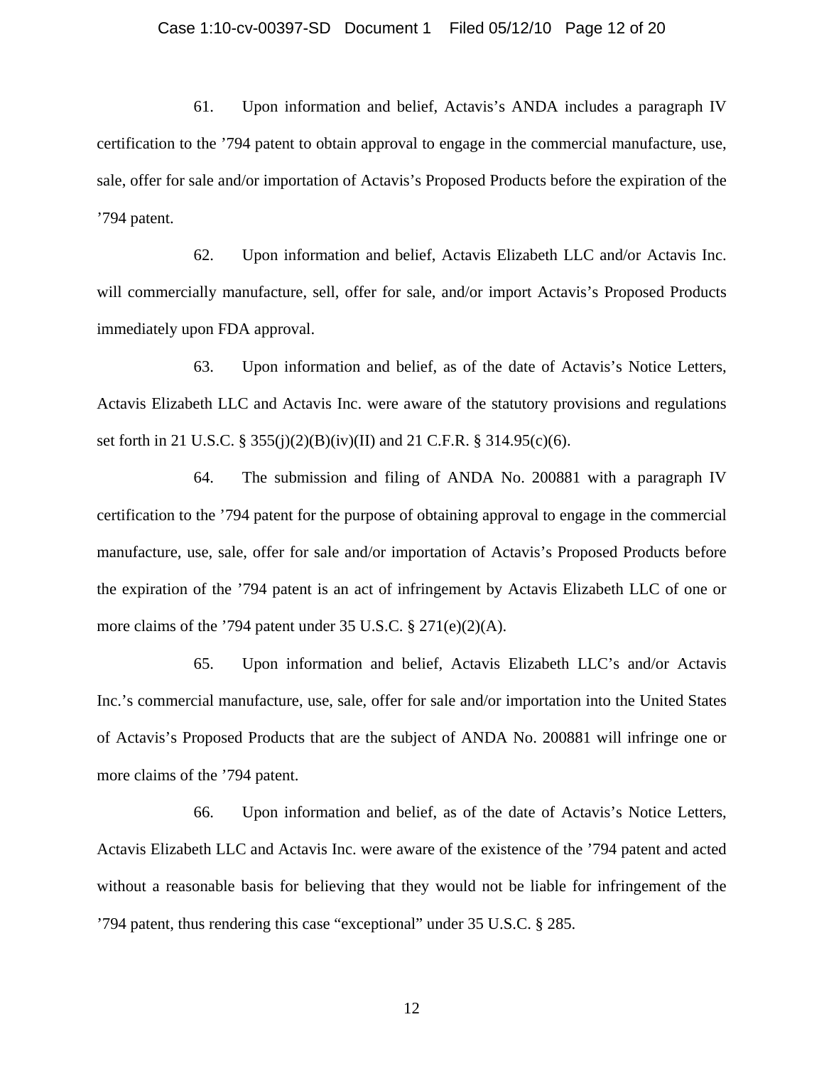61. Upon information and belief, Actavis's ANDA includes a paragraph IV certification to the '794 patent to obtain approval to engage in the commercial manufacture, use, sale, offer for sale and/or importation of Actavis's Proposed Products before the expiration of the '794 patent.

62. Upon information and belief, Actavis Elizabeth LLC and/or Actavis Inc. will commercially manufacture, sell, offer for sale, and/or import Actavis's Proposed Products immediately upon FDA approval.

63. Upon information and belief, as of the date of Actavis's Notice Letters, Actavis Elizabeth LLC and Actavis Inc. were aware of the statutory provisions and regulations set forth in 21 U.S.C. § 355(j)(2)(B)(iv)(II) and 21 C.F.R. § 314.95(c)(6).

64. The submission and filing of ANDA No. 200881 with a paragraph IV certification to the '794 patent for the purpose of obtaining approval to engage in the commercial manufacture, use, sale, offer for sale and/or importation of Actavis's Proposed Products before the expiration of the '794 patent is an act of infringement by Actavis Elizabeth LLC of one or more claims of the '794 patent under 35 U.S.C. § 271(e)(2)(A).

65. Upon information and belief, Actavis Elizabeth LLC's and/or Actavis Inc.'s commercial manufacture, use, sale, offer for sale and/or importation into the United States of Actavis's Proposed Products that are the subject of ANDA No. 200881 will infringe one or more claims of the '794 patent.

66. Upon information and belief, as of the date of Actavis's Notice Letters, Actavis Elizabeth LLC and Actavis Inc. were aware of the existence of the '794 patent and acted without a reasonable basis for believing that they would not be liable for infringement of the '794 patent, thus rendering this case "exceptional" under 35 U.S.C. § 285.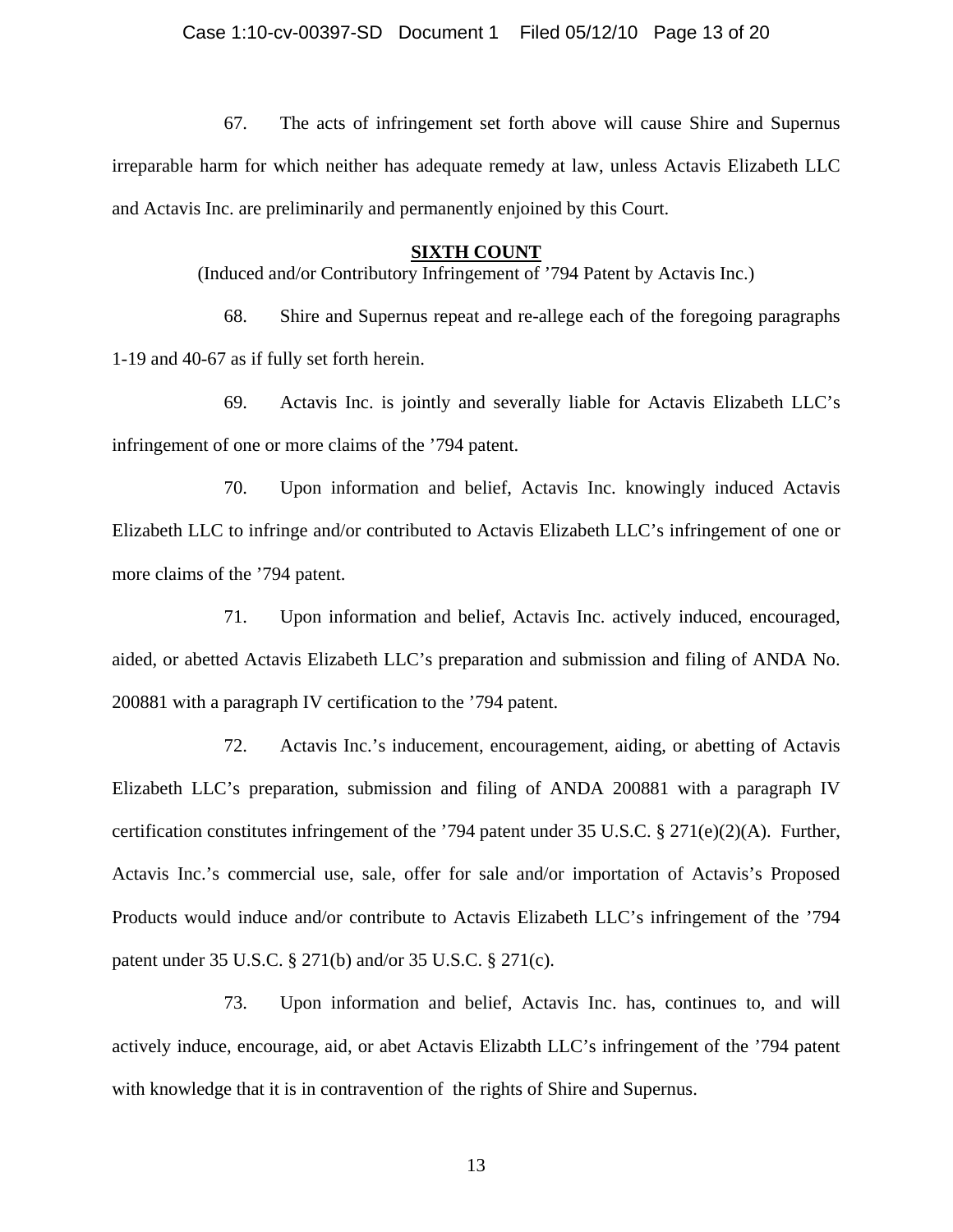67. The acts of infringement set forth above will cause Shire and Supernus irreparable harm for which neither has adequate remedy at law, unless Actavis Elizabeth LLC and Actavis Inc. are preliminarily and permanently enjoined by this Court.

**SIXTH COUNT**

(Induced and/or Contributory Infringement of ’794 Patent by Actavis Inc.)

68. Shire and Supernus repeat and re-allege each of the foregoing paragraphs 1-19 and 40-67 as if fully set forth herein.

69. Actavis Inc. is jointly and severally liable for Actavis Elizabeth LLC’s infringement of one or more claims of the ’794 patent.

70. Upon information and belief, Actavis Inc. knowingly induced Actavis Elizabeth LLC to infringe and/or contributed to Actavis Elizabeth LLC’s infringement of one or more claims of the ’794 patent.

71. Upon information and belief, Actavis Inc. actively induced, encouraged, aided, or abetted Actavis Elizabeth LLC’s preparation and submission and filing of ANDA No. 200881 with a paragraph IV certification to the ’794 patent.

72. Actavis Inc.’s inducement, encouragement, aiding, or abetting of Actavis Elizabeth LLC’s preparation, submission and filing of ANDA 200881 with a paragraph IV certification constitutes infringement of the ’794 patent under 35 U.S.C. § 271(e)(2)(A). Further, Actavis Inc.’s commercial use, sale, offer for sale and/or importation of Actavis’s Proposed Products would induce and/or contribute to Actavis Elizabeth LLC’s infringement of the ’794 patent under 35 U.S.C. § 271(b) and/or 35 U.S.C. § 271(c).

73. Upon information and belief, Actavis Inc. has, continues to, and will actively induce, encourage, aid, or abet Actavis Elizabth LLC’s infringement of the ’794 patent with knowledge that it is in contravention of the rights of Shire and Supernus.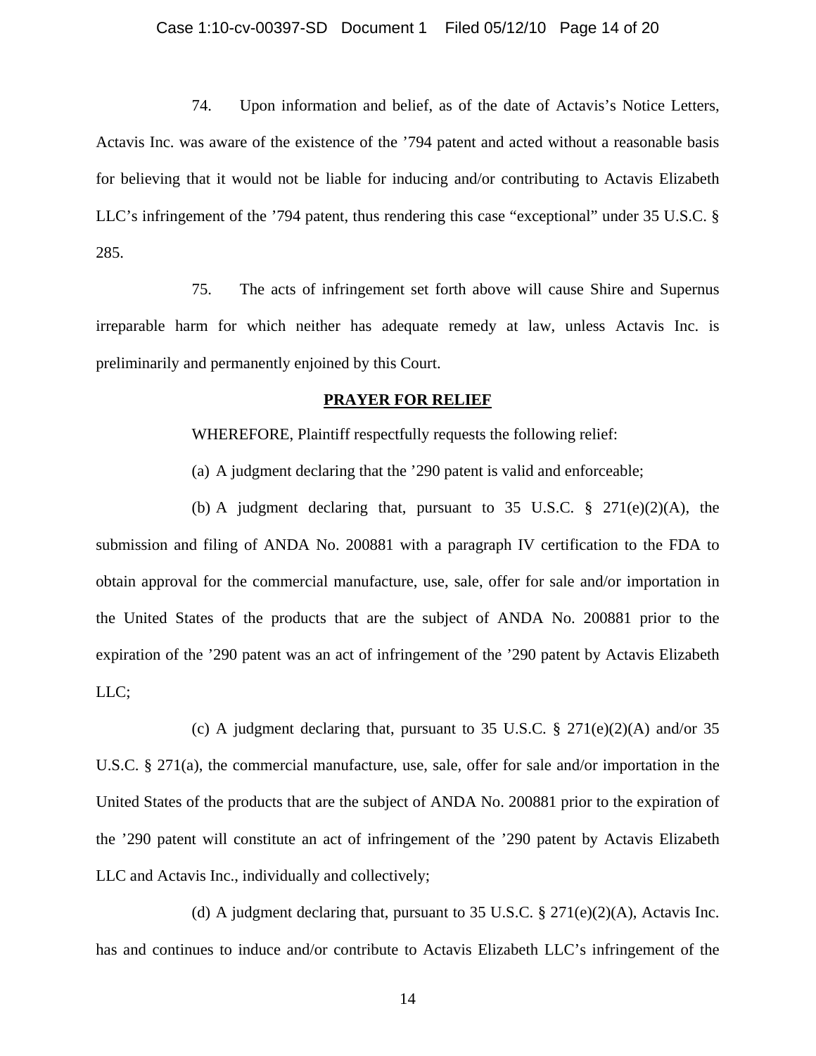74. Upon information and belief, as of the date of Actavis's Notice Letters, Actavis Inc. was aware of the existence of the '794 patent and acted without a reasonable basis for believing that it would not be liable for inducing and/or contributing to Actavis Elizabeth LLC's infringement of the '794 patent, thus rendering this case "exceptional" under 35 U.S.C. § 285.

75. The acts of infringement set forth above will cause Shire and Supernus irreparable harm for which neither has adequate remedy at law, unless Actavis Inc. is preliminarily and permanently enjoined by this Court.

## **PRAYER FOR RELIEF**

WHEREFORE, Plaintiff respectfully requests the following relief:

(a) A judgment declaring that the '290 patent is valid and enforceable;

(b) A judgment declaring that, pursuant to 35 U.S.C. § 271(e)(2)(A), the submission and filing of ANDA No. 200881 with a paragraph IV certification to the FDA to obtain approval for the commercial manufacture, use, sale, offer for sale and/or importation in the United States of the products that are the subject of ANDA No. 200881 prior to the expiration of the '290 patent was an act of infringement of the '290 patent by Actavis Elizabeth LLC;

(c) A judgment declaring that, pursuant to 35 U.S.C. § 271(e)(2)(A) and/or 35 U.S.C. § 271(a), the commercial manufacture, use, sale, offer for sale and/or importation in the United States of the products that are the subject of ANDA No. 200881 prior to the expiration of the '290 patent will constitute an act of infringement of the '290 patent by Actavis Elizabeth LLC and Actavis Inc., individually and collectively;

(d) A judgment declaring that, pursuant to 35 U.S.C. § 271(e)(2)(A), Actavis Inc. has and continues to induce and/or contribute to Actavis Elizabeth LLC's infringement of the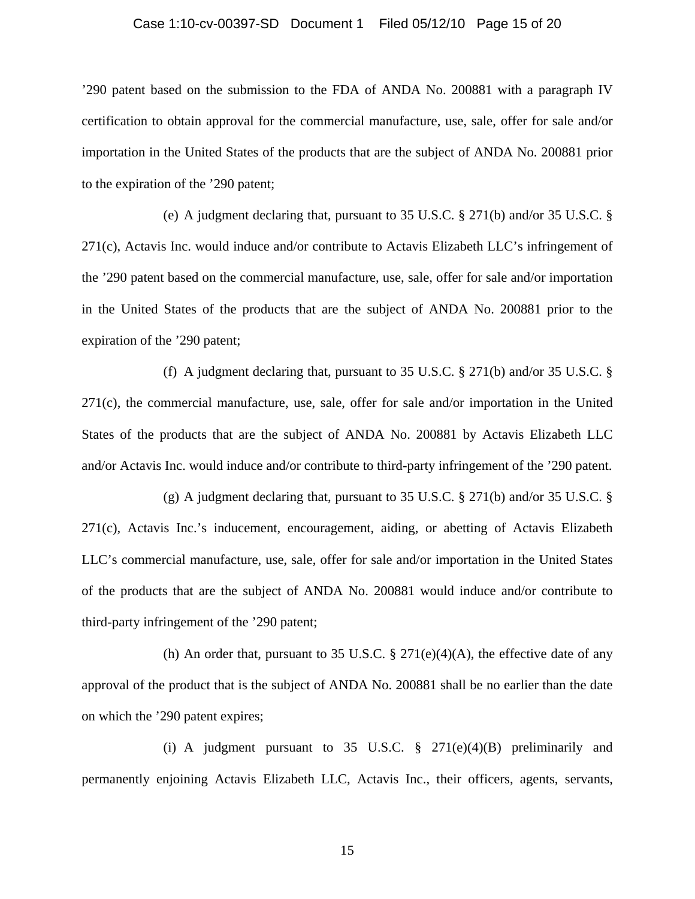’290 patent based on the submission to the FDA of ANDA No. 200881 with a paragraph IV certification to obtain approval for the commercial manufacture, use, sale, offer for sale and/or importation in the United States of the products that are the subject of ANDA No. 200881 prior to the expiration of the ’290 patent;

(e) A judgment declaring that, pursuant to 35 U.S.C. § 271(b) and/or 35 U.S.C. § 271(c), Actavis Inc. would induce and/or contribute to Actavis Elizabeth LLC’s infringement of the ’290 patent based on the commercial manufacture, use, sale, offer for sale and/or importation in the United States of the products that are the subject of ANDA No. 200881 prior to the expiration of the ’290 patent;

(f) A judgment declaring that, pursuant to 35 U.S.C. § 271(b) and/or 35 U.S.C. § 271(c), the commercial manufacture, use, sale, offer for sale and/or importation in the United States of the products that are the subject of ANDA No. 200881 by Actavis Elizabeth LLC and/or Actavis Inc. would induce and/or contribute to third-party infringement of the ’290 patent.

(g) A judgment declaring that, pursuant to 35 U.S.C. § 271(b) and/or 35 U.S.C. § 271(c), Actavis Inc.’s inducement, encouragement, aiding, or abetting of Actavis Elizabeth LLC’s commercial manufacture, use, sale, offer for sale and/or importation in the United States of the products that are the subject of ANDA No. 200881 would induce and/or contribute to third-party infringement of the ’290 patent;

(h) An order that, pursuant to 35 U.S.C. § 271(e)(4)(A), the effective date of any approval of the product that is the subject of ANDA No. 200881 shall be no earlier than the date on which the ’290 patent expires;

(i) A judgment pursuant to 35 U.S.C. § 271(e)(4)(B) preliminarily and permanently enjoining Actavis Elizabeth LLC, Actavis Inc., their officers, agents, servants,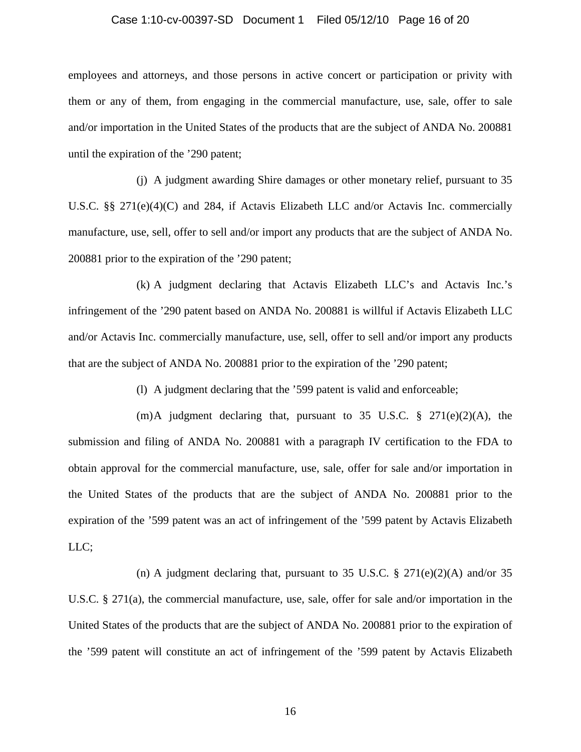employees and attorneys, and those persons in active concert or participation or privity with them or any of them, from engaging in the commercial manufacture, use, sale, offer to sale and/or importation in the United States of the products that are the subject of ANDA No. 200881 until the expiration of the ’290 patent;

(j) A judgment awarding Shire damages or other monetary relief, pursuant to 35 U.S.C. §§ 271(e)(4)(C) and 284, if Actavis Elizabeth LLC and/or Actavis Inc. commercially manufacture, use, sell, offer to sell and/or import any products that are the subject of ANDA No. 200881 prior to the expiration of the ’290 patent;

(k) A judgment declaring that Actavis Elizabeth LLC’s and Actavis Inc.’s infringement of the ’290 patent based on ANDA No. 200881 is willful if Actavis Elizabeth LLC and/or Actavis Inc. commercially manufacture, use, sell, offer to sell and/or import any products that are the subject of ANDA No. 200881 prior to the expiration of the ’290 patent;

(l) A judgment declaring that the ’599 patent is valid and enforceable;

(m) A judgment declaring that, pursuant to 35 U.S.C. § 271(e)(2)(A), the submission and filing of ANDA No. 200881 with a paragraph IV certification to the FDA to obtain approval for the commercial manufacture, use, sale, offer for sale and/or importation in the United States of the products that are the subject of ANDA No. 200881 prior to the expiration of the ’599 patent was an act of infringement of the ’599 patent by Actavis Elizabeth LLC;

(n) A judgment declaring that, pursuant to 35 U.S.C. § 271(e)(2)(A) and/or 35 U.S.C. § 271(a), the commercial manufacture, use, sale, offer for sale and/or importation in the United States of the products that are the subject of ANDA No. 200881 prior to the expiration of the ’599 patent will constitute an act of infringement of the ’599 patent by Actavis Elizabeth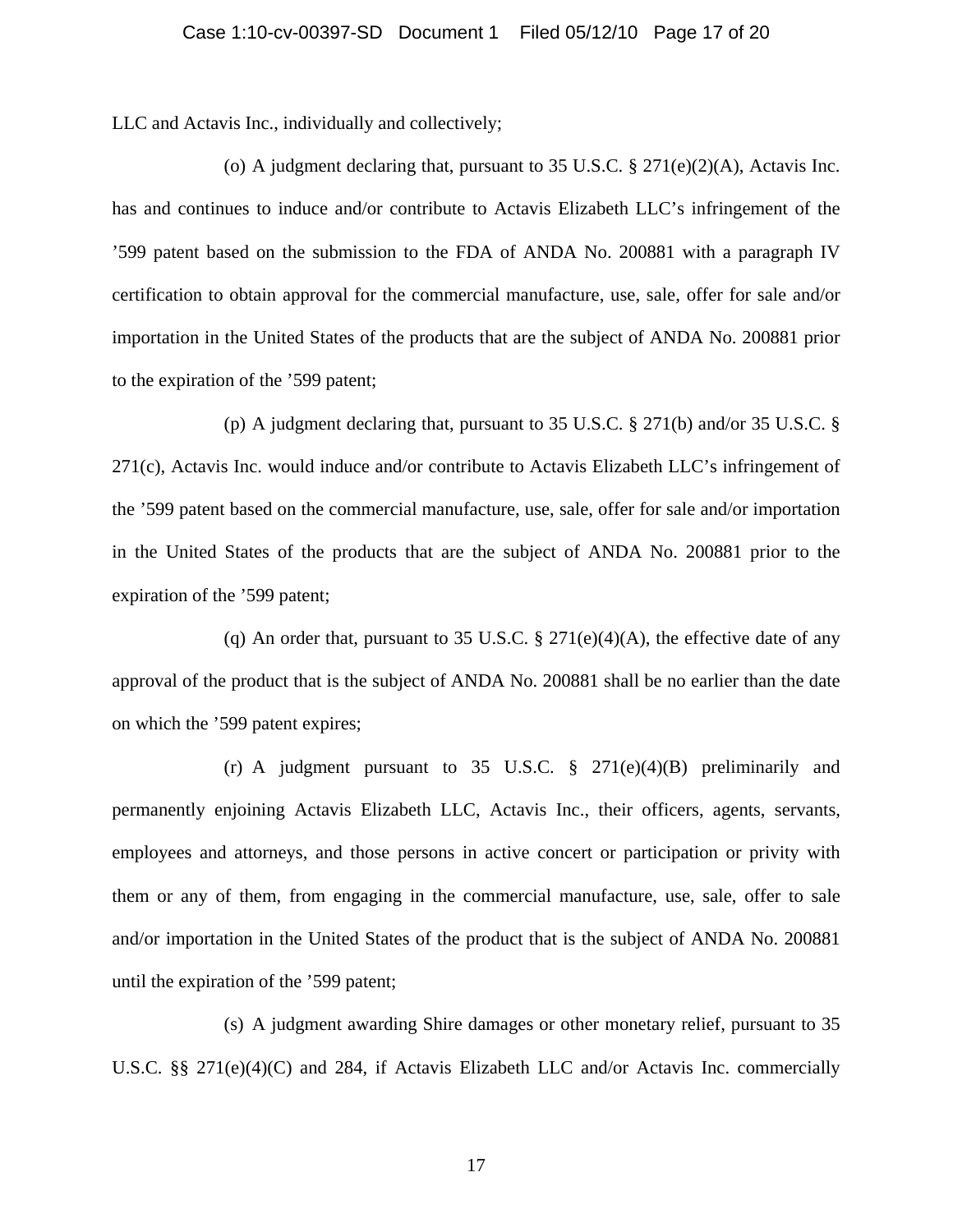LLC and Actavis Inc., individually and collectively;

(o) A judgment declaring that, pursuant to 35 U.S.C. § 271(e)(2)(A), Actavis Inc. has and continues to induce and/or contribute to Actavis Elizabeth LLC's infringement of the '599 patent based on the submission to the FDA of ANDA No. 200881 with a paragraph IV certification to obtain approval for the commercial manufacture, use, sale, offer for sale and/or importation in the United States of the products that are the subject of ANDA No. 200881 prior to the expiration of the '599 patent;

(p) A judgment declaring that, pursuant to 35 U.S.C. § 271(b) and/or 35 U.S.C. § 271(c), Actavis Inc. would induce and/or contribute to Actavis Elizabeth LLC's infringement of the '599 patent based on the commercial manufacture, use, sale, offer for sale and/or importation in the United States of the products that are the subject of ANDA No. 200881 prior to the expiration of the '599 patent;

(q) An order that, pursuant to 35 U.S.C. § 271(e)(4)(A), the effective date of any approval of the product that is the subject of ANDA No. 200881 shall be no earlier than the date on which the '599 patent expires;

(r) A judgment pursuant to 35 U.S.C. § 271(e)(4)(B) preliminarily and permanently enjoining Actavis Elizabeth LLC, Actavis Inc., their officers, agents, servants, employees and attorneys, and those persons in active concert or participation or privity with them or any of them, from engaging in the commercial manufacture, use, sale, offer to sale and/or importation in the United States of the product that is the subject of ANDA No. 200881 until the expiration of the '599 patent;

(s) A judgment awarding Shire damages or other monetary relief, pursuant to 35 U.S.C. §§ 271(e)(4)(C) and 284, if Actavis Elizabeth LLC and/or Actavis Inc. commercially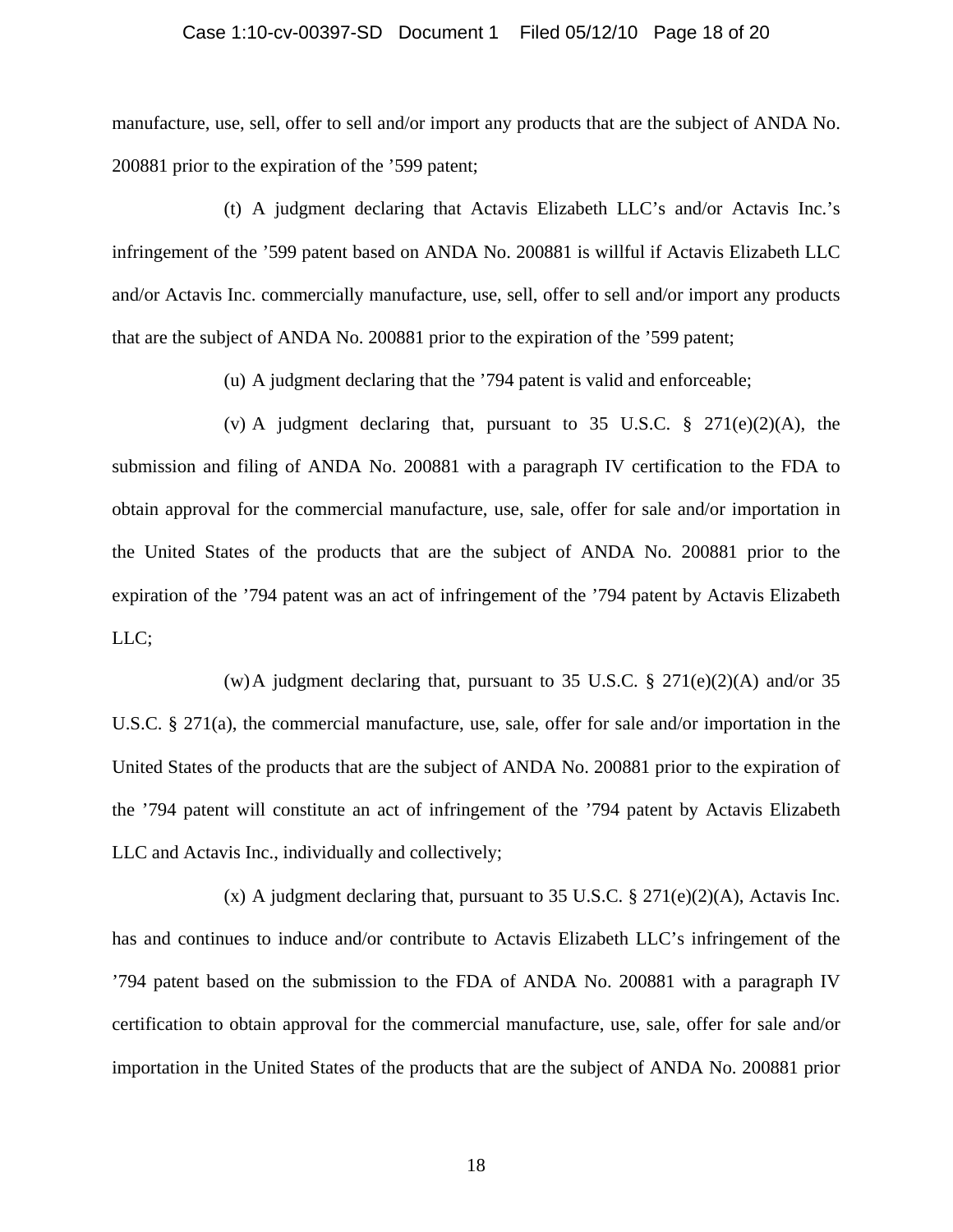manufacture, use, sell, offer to sell and/or import any products that are the subject of ANDA No. 200881 prior to the expiration of the ’599 patent;

(t) A judgment declaring that Actavis Elizabeth LLC’s and/or Actavis Inc.’s infringement of the ’599 patent based on ANDA No. 200881 is willful if Actavis Elizabeth LLC and/or Actavis Inc. commercially manufacture, use, sell, offer to sell and/or import any products that are the subject of ANDA No. 200881 prior to the expiration of the ’599 patent;

(u) A judgment declaring that the ’794 patent is valid and enforceable;

(v) A judgment declaring that, pursuant to 35 U.S.C. § 271(e)(2)(A), the submission and filing of ANDA No. 200881 with a paragraph IV certification to the FDA to obtain approval for the commercial manufacture, use, sale, offer for sale and/or importation in the United States of the products that are the subject of ANDA No. 200881 prior to the expiration of the ’794 patent was an act of infringement of the ’794 patent by Actavis Elizabeth LLC;

(w) A judgment declaring that, pursuant to 35 U.S.C. § 271(e)(2)(A) and/or 35 U.S.C. § 271(a), the commercial manufacture, use, sale, offer for sale and/or importation in the United States of the products that are the subject of ANDA No. 200881 prior to the expiration of the ’794 patent will constitute an act of infringement of the ’794 patent by Actavis Elizabeth LLC and Actavis Inc., individually and collectively;

(x) A judgment declaring that, pursuant to 35 U.S.C. § 271(e)(2)(A), Actavis Inc. has and continues to induce and/or contribute to Actavis Elizabeth LLC’s infringement of the ’794 patent based on the submission to the FDA of ANDA No. 200881 with a paragraph IV certification to obtain approval for the commercial manufacture, use, sale, offer for sale and/or importation in the United States of the products that are the subject of ANDA No. 200881 prior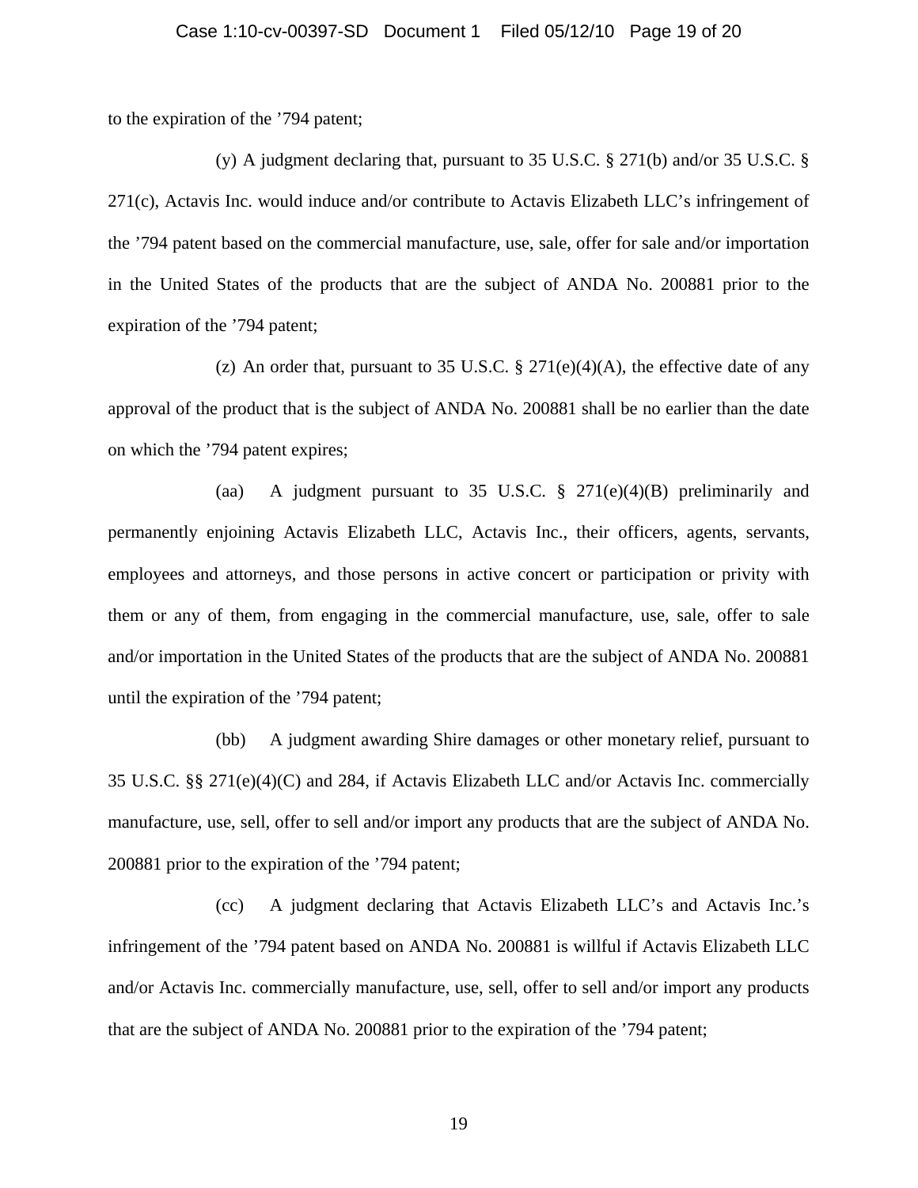to the expiration of the ’794 patent;

(y) A judgment declaring that, pursuant to 35 U.S.C. § 271(b) and/or 35 U.S.C. § 271(c), Actavis Inc. would induce and/or contribute to Actavis Elizabeth LLC’s infringement of the ’794 patent based on the commercial manufacture, use, sale, offer for sale and/or importation in the United States of the products that are the subject of ANDA No. 200881 prior to the expiration of the ’794 patent;

(z) An order that, pursuant to 35 U.S.C. § 271(e)(4)(A), the effective date of any approval of the product that is the subject of ANDA No. 200881 shall be no earlier than the date on which the ’794 patent expires;

(aa) A judgment pursuant to 35 U.S.C. § 271(e)(4)(B) preliminarily and permanently enjoining Actavis Elizabeth LLC, Actavis Inc., their officers, agents, servants, employees and attorneys, and those persons in active concert or participation or privity with them or any of them, from engaging in the commercial manufacture, use, sale, offer to sale and/or importation in the United States of the products that are the subject of ANDA No. 200881 until the expiration of the ’794 patent;

(bb) A judgment awarding Shire damages or other monetary relief, pursuant to 35 U.S.C. §§ 271(e)(4)(C) and 284, if Actavis Elizabeth LLC and/or Actavis Inc. commercially manufacture, use, sell, offer to sell and/or import any products that are the subject of ANDA No. 200881 prior to the expiration of the ’794 patent;

(cc) A judgment declaring that Actavis Elizabeth LLC’s and Actavis Inc.’s infringement of the ’794 patent based on ANDA No. 200881 is willful if Actavis Elizabeth LLC and/or Actavis Inc. commercially manufacture, use, sell, offer to sell and/or import any products that are the subject of ANDA No. 200881 prior to the expiration of the ’794 patent;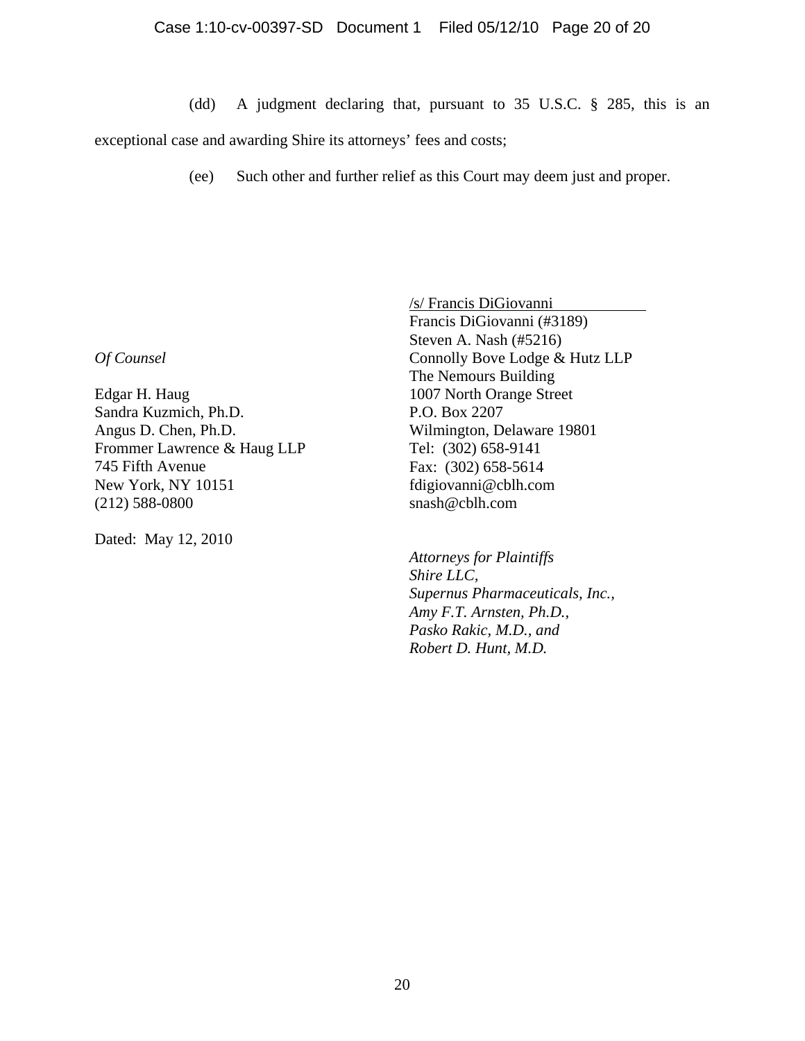(dd) A judgment declaring that, pursuant to 35 U.S.C. § 285, this is an exceptional case and awarding Shire its attorneys' fees and costs;

(ee) Such other and further relief as this Court may deem just and proper.

/s/ Francis DiGiovanni
Francis DiGiovanni (#3189)
Steven A. Nash (#5216)
Connolly Bove Lodge & Hutz LLP
The Nemours Building
1007 North Orange Street
P.O. Box 2207
Wilmington, Delaware 19801
Tel: (302) 658-9141
Fax: (302) 658-5614
fdigiovanni@cblh.com
snash@cblh.com

*Attorneys for Plaintiffs*
*Shire LLC,*
*Supernus Pharmaceuticals, Inc.,*
*Amy F.T. Arnsten, Ph.D.,*
*Pasko Rakic, M.D., and*
*Robert D. Hunt, M.D.*

*Of Counsel*

Edgar H. Haug
Sandra Kuzmich, Ph.D.
Angus D. Chen, Ph.D.
Frommer Lawrence & Haug LLP
745 Fifth Avenue
New York, NY 10151
(212) 588-0800

Dated: May 12, 2010